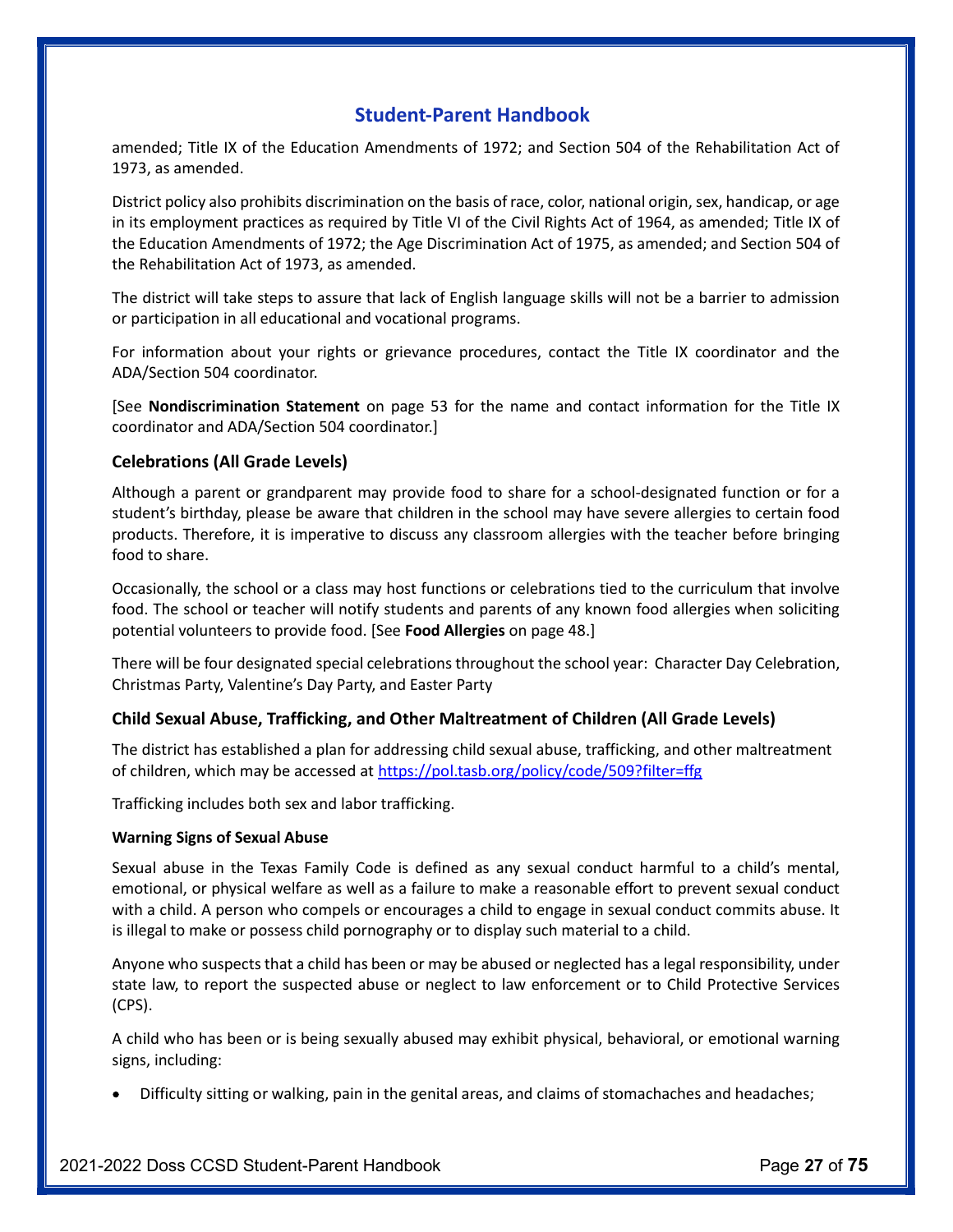amended; Title IX of the Education Amendments of 1972; and Section 504 of the Rehabilitation Act of 1973, as amended.

District policy also prohibits discrimination on the basis of race, color, national origin, sex, handicap, or age in its employment practices as required by Title VI of the Civil Rights Act of 1964, as amended; Title IX of the Education Amendments of 1972; the Age Discrimination Act of 1975, as amended; and Section 504 of the Rehabilitation Act of 1973, as amended.

The district will take steps to assure that lack of English language skills will not be a barrier to admission or participation in all educational and vocational programs.

For information about your rights or grievance procedures, contact the Title IX coordinator and the ADA/Section 504 coordinator.

[See **Nondiscrimination Statement** on page 53 for the name and contact information for the Title IX coordinator and ADA/Section 504 coordinator.]

### Celebrations (All Grade Levels)

Although a parent or grandparent may provide food to share for a school-designated function or for a student's birthday, please be aware that children in the school may have severe allergies to certain food products. Therefore, it is imperative to discuss any classroom allergies with the teacher before bringing food to share.

Occasionally, the school or a class may host functions or celebrations tied to the curriculum that involve food. The school or teacher will notify students and parents of any known food allergies when soliciting potential volunteers to provide food. [See **Food Allergies** on page 48.]

There will be four designated special celebrations throughout the school year: Character Day Celebration, Christmas Party, Valentine's Day Party, and Easter Party

### Child Sexual Abuse, Trafficking, and Other Maltreatment of Children (All Grade Levels)

The district has established a plan for addressing child sexual abuse, trafficking, and other maltreatment of children, which may be accessed at https://pol.tasb.org/policy/code/509?filter=ffg

Trafficking includes both sex and labor trafficking.

#### Warning Signs of Sexual Abuse

Sexual abuse in the Texas Family Code is defined as any sexual conduct harmful to a child's mental, emotional, or physical welfare as well as a failure to make a reasonable effort to prevent sexual conduct with a child. A person who compels or encourages a child to engage in sexual conduct commits abuse. It is illegal to make or possess child pornography or to display such material to a child.

Anyone who suspects that a child has been or may be abused or neglected has a legal responsibility, under state law, to report the suspected abuse or neglect to law enforcement or to Child Protective Services (CPS).

A child who has been or is being sexually abused may exhibit physical, behavioral, or emotional warning signs, including:

- Difficulty sitting or walking, pain in the genital areas, and claims of stomachaches and headaches;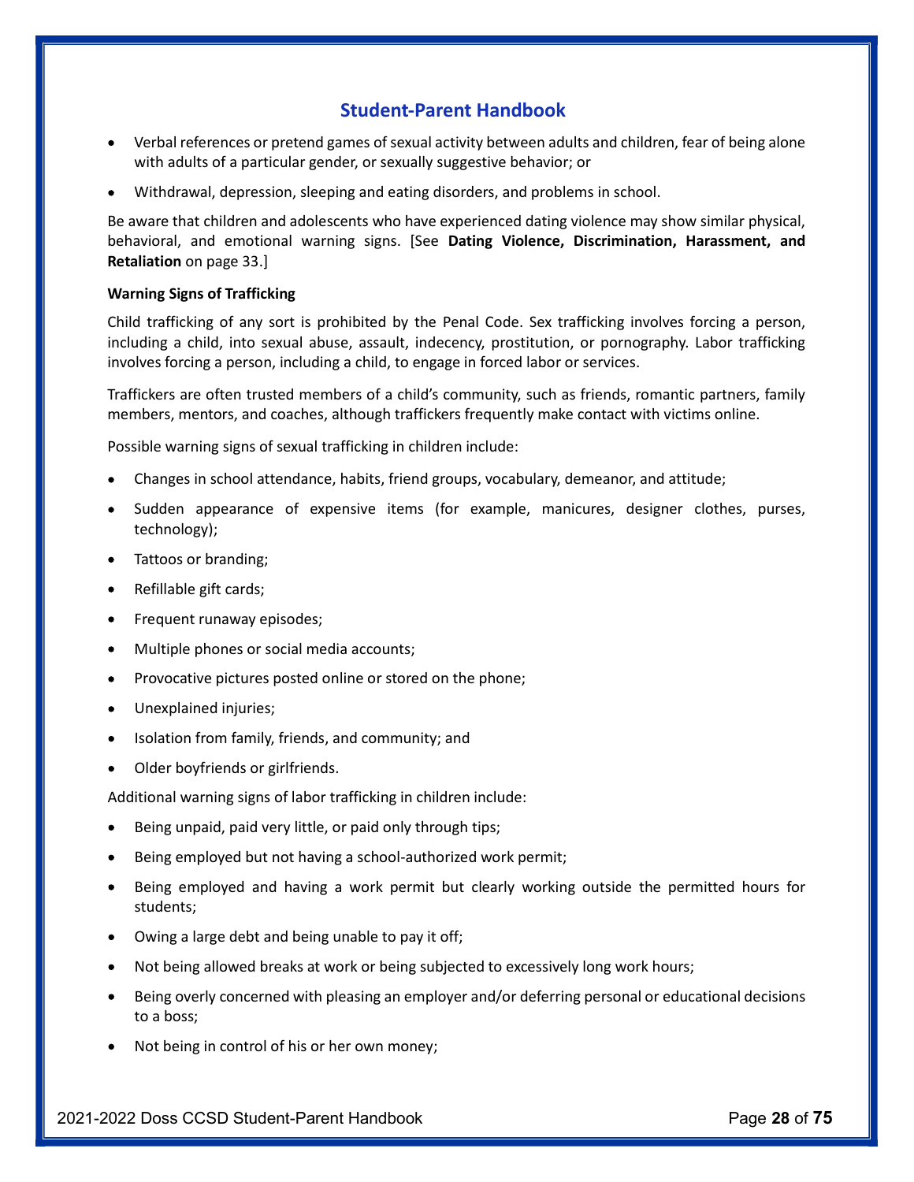- Verbal references or pretend games of sexual activity between adults and children, fear of being alone with adults of a particular gender, or sexually suggestive behavior; or
- Withdrawal, depression, sleeping and eating disorders, and problems in school.

Be aware that children and adolescents who have experienced dating violence may show similar physical, behavioral, and emotional warning signs. [See **Dating Violence, Discrimination, Harassment, and Retaliation** on page 33.]

**Warning Signs of Trafficking**

Child trafficking of any sort is prohibited by the Penal Code. Sex trafficking involves forcing a person, including a child, into sexual abuse, assault, indecency, prostitution, or pornography. Labor trafficking involves forcing a person, including a child, to engage in forced labor or services.

Traffickers are often trusted members of a child's community, such as friends, romantic partners, family members, mentors, and coaches, although traffickers frequently make contact with victims online.

Possible warning signs of sexual trafficking in children include:

- Changes in school attendance, habits, friend groups, vocabulary, demeanor, and attitude;
- Sudden appearance of expensive items (for example, manicures, designer clothes, purses, technology);
- Tattoos or branding;
- Refillable gift cards;
- Frequent runaway episodes;
- Multiple phones or social media accounts;
- Provocative pictures posted online or stored on the phone;
- Unexplained injuries;
- Isolation from family, friends, and community; and
- Older boyfriends or girlfriends.

Additional warning signs of labor trafficking in children include:

- Being unpaid, paid very little, or paid only through tips;
- Being employed but not having a school-authorized work permit;
- Being employed and having a work permit but clearly working outside the permitted hours for students;
- Owing a large debt and being unable to pay it off;
- Not being allowed breaks at work or being subjected to excessively long work hours;
- Being overly concerned with pleasing an employer and/or deferring personal or educational decisions to a boss;
- Not being in control of his or her own money;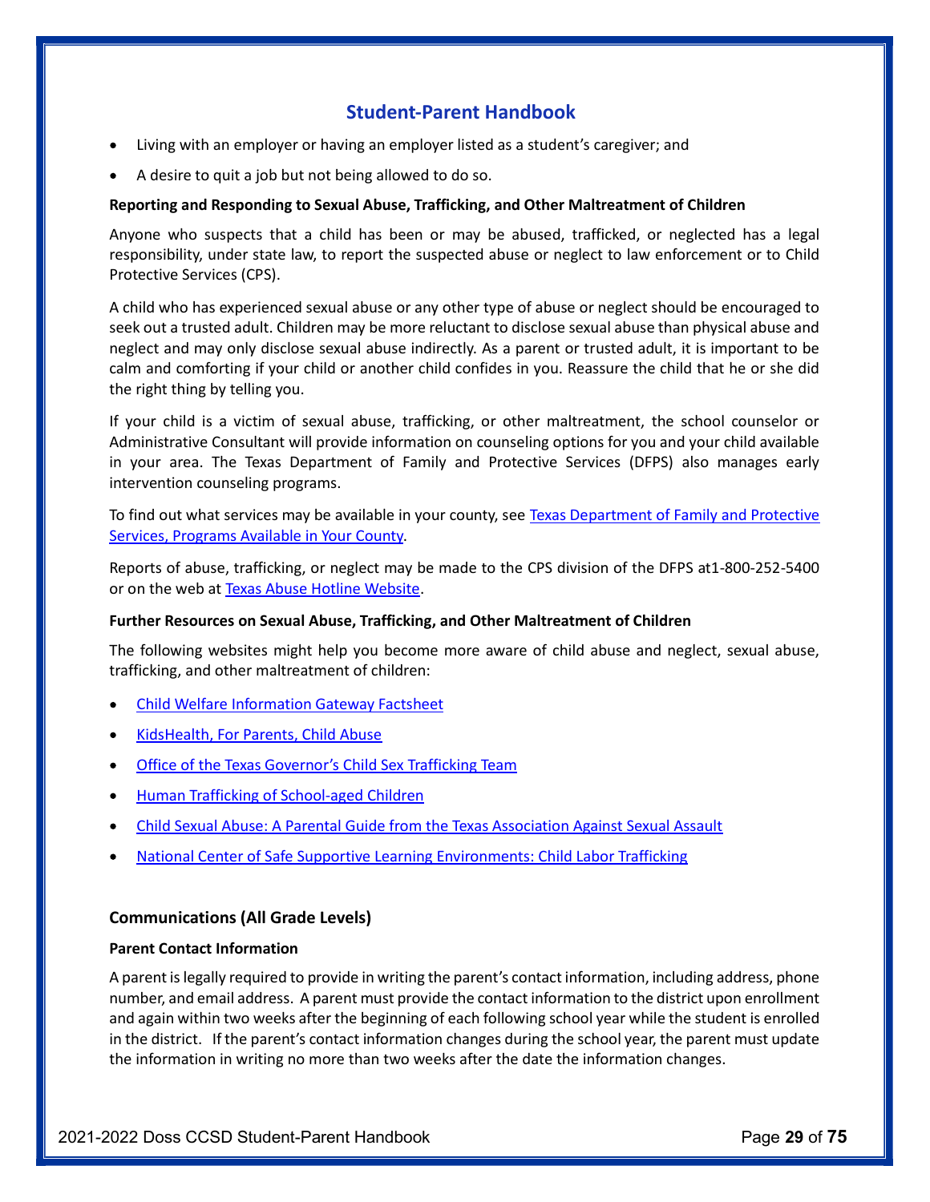- Living with an employer or having an employer listed as a student's caregiver; and
- A desire to quit a job but not being allowed to do so.

**Reporting and Responding to Sexual Abuse, Trafficking, and Other Maltreatment of Children**

Anyone who suspects that a child has been or may be abused, trafficked, or neglected has a legal responsibility, under state law, to report the suspected abuse or neglect to law enforcement or to Child Protective Services (CPS).

A child who has experienced sexual abuse or any other type of abuse or neglect should be encouraged to seek out a trusted adult. Children may be more reluctant to disclose sexual abuse than physical abuse and neglect and may only disclose sexual abuse indirectly. As a parent or trusted adult, it is important to be calm and comforting if your child or another child confides in you. Reassure the child that he or she did the right thing by telling you.

If your child is a victim of sexual abuse, trafficking, or other maltreatment, the school counselor or Administrative Consultant will provide information on counseling options for you and your child available in your area. The Texas Department of Family and Protective Services (DFPS) also manages early intervention counseling programs.

To find out what services may be available in your county, see Texas Department of Family and Protective Services, Programs Available in Your County.

Reports of abuse, trafficking, or neglect may be made to the CPS division of the DFPS at1-800-252-5400 or on the web at Texas Abuse Hotline Website.

**Further Resources on Sexual Abuse, Trafficking, and Other Maltreatment of Children**

The following websites might help you become more aware of child abuse and neglect, sexual abuse, trafficking, and other maltreatment of children:

- Child Welfare Information Gateway Factsheet
- KidsHealth, For Parents, Child Abuse
- Office of the Texas Governor's Child Sex Trafficking Team
- Human Trafficking of School-aged Children
- Child Sexual Abuse: A Parental Guide from the Texas Association Against Sexual Assault
- National Center of Safe Supportive Learning Environments: Child Labor Trafficking

### Communications (All Grade Levels)

**Parent Contact Information**

A parent is legally required to provide in writing the parent's contact information, including address, phone number, and email address. A parent must provide the contact information to the district upon enrollment and again within two weeks after the beginning of each following school year while the student is enrolled in the district. If the parent's contact information changes during the school year, the parent must update the information in writing no more than two weeks after the date the information changes.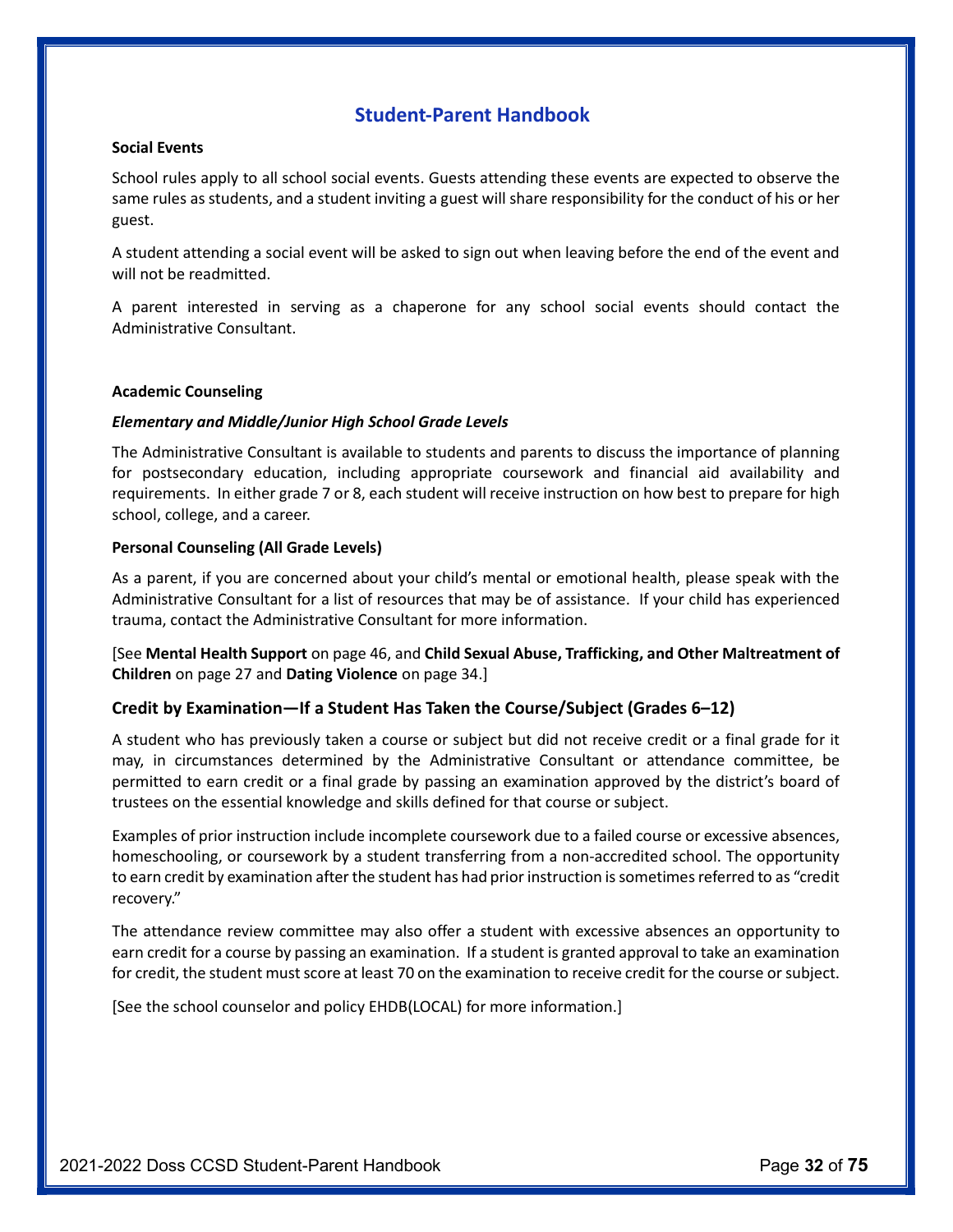**Social Events**

School rules apply to all school social events. Guests attending these events are expected to observe the same rules as students, and a student inviting a guest will share responsibility for the conduct of his or her guest.

A student attending a social event will be asked to sign out when leaving before the end of the event and will not be readmitted.

A parent interested in serving as a chaperone for any school social events should contact the Administrative Consultant.

**Academic Counseling**

***Elementary and Middle/Junior High School Grade Levels***

The Administrative Consultant is available to students and parents to discuss the importance of planning for postsecondary education, including appropriate coursework and financial aid availability and requirements. In either grade 7 or 8, each student will receive instruction on how best to prepare for high school, college, and a career.

**Personal Counseling (All Grade Levels)**

As a parent, if you are concerned about your child's mental or emotional health, please speak with the Administrative Consultant for a list of resources that may be of assistance. If your child has experienced trauma, contact the Administrative Consultant for more information.

[See **Mental Health Support** on page 46, and **Child Sexual Abuse, Trafficking, and Other Maltreatment of Children** on page 27 and **Dating Violence** on page 34.]

### Credit by Examination—If a Student Has Taken the Course/Subject (Grades 6–12)

A student who has previously taken a course or subject but did not receive credit or a final grade for it may, in circumstances determined by the Administrative Consultant or attendance committee, be permitted to earn credit or a final grade by passing an examination approved by the district's board of trustees on the essential knowledge and skills defined for that course or subject.

Examples of prior instruction include incomplete coursework due to a failed course or excessive absences, homeschooling, or coursework by a student transferring from a non-accredited school. The opportunity to earn credit by examination after the student has had prior instruction is sometimes referred to as "credit recovery."

The attendance review committee may also offer a student with excessive absences an opportunity to earn credit for a course by passing an examination. If a student is granted approval to take an examination for credit, the student must score at least 70 on the examination to receive credit for the course or subject.

[See the school counselor and policy EHDB(LOCAL) for more information.]